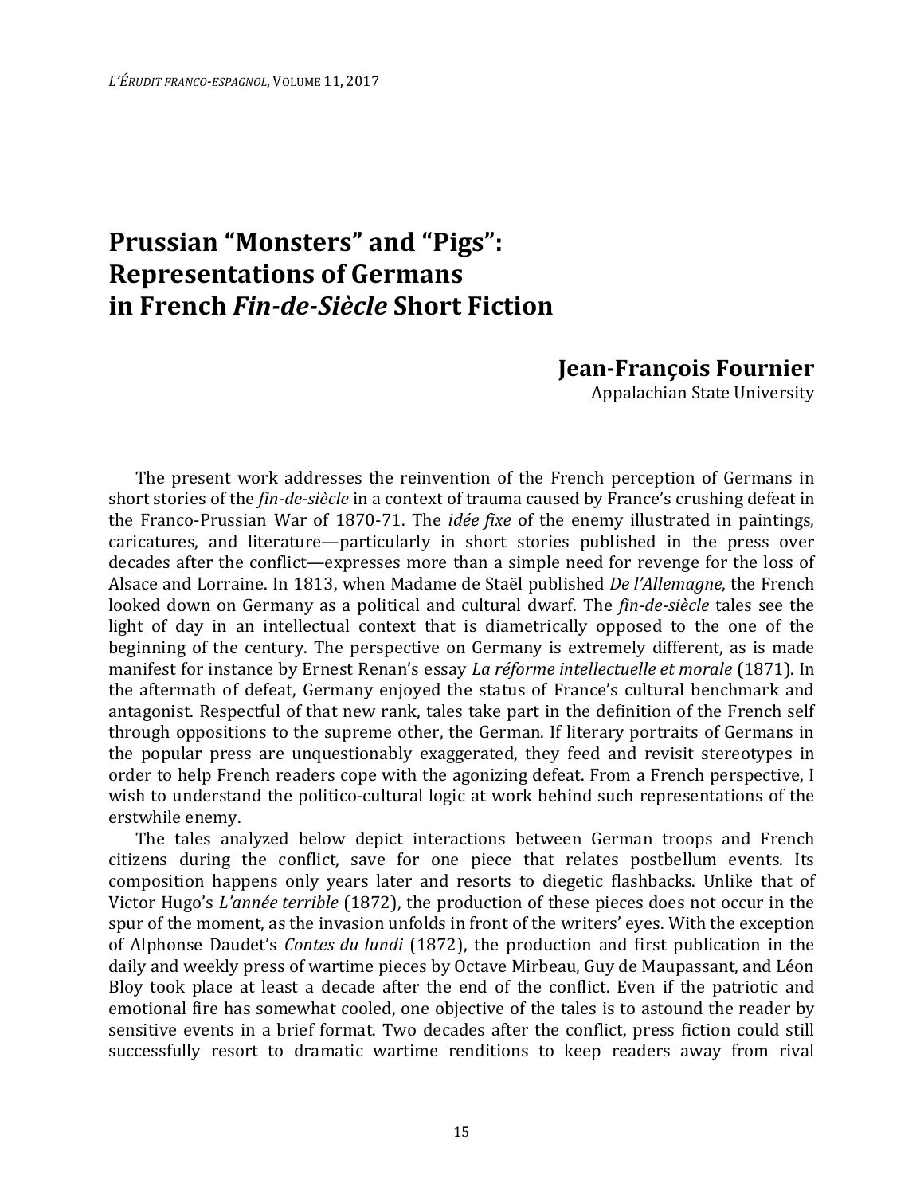# Prussian "Monsters" and "Pigs": Representations of Germans in French *Fin-de-Siècle* Short Fiction

**Jean-François Fournier**
Appalachian State University

The present work addresses the reinvention of the French perception of Germans in short stories of the *fin-de-siècle* in a context of trauma caused by France's crushing defeat in the Franco-Prussian War of 1870-71. The *idée fixe* of the enemy illustrated in paintings, caricatures, and literature—particularly in short stories published in the press over decades after the conflict—expresses more than a simple need for revenge for the loss of Alsace and Lorraine. In 1813, when Madame de Staël published *De l'Allemagne*, the French looked down on Germany as a political and cultural dwarf. The *fin-de-siècle* tales see the light of day in an intellectual context that is diametrically opposed to the one of the beginning of the century. The perspective on Germany is extremely different, as is made manifest for instance by Ernest Renan's essay *La réforme intellectuelle et morale* (1871). In the aftermath of defeat, Germany enjoyed the status of France's cultural benchmark and antagonist. Respectful of that new rank, tales take part in the definition of the French self through oppositions to the supreme other, the German. If literary portraits of Germans in the popular press are unquestionably exaggerated, they feed and revisit stereotypes in order to help French readers cope with the agonizing defeat. From a French perspective, I wish to understand the politico-cultural logic at work behind such representations of the erstwhile enemy.

The tales analyzed below depict interactions between German troops and French citizens during the conflict, save for one piece that relates postbellum events. Its composition happens only years later and resorts to diegetic flashbacks. Unlike that of Victor Hugo's *L'année terrible* (1872), the production of these pieces does not occur in the spur of the moment, as the invasion unfolds in front of the writers' eyes. With the exception of Alphonse Daudet's *Contes du lundi* (1872), the production and first publication in the daily and weekly press of wartime pieces by Octave Mirbeau, Guy de Maupassant, and Léon Bloy took place at least a decade after the end of the conflict. Even if the patriotic and emotional fire has somewhat cooled, one objective of the tales is to astound the reader by sensitive events in a brief format. Two decades after the conflict, press fiction could still successfully resort to dramatic wartime renditions to keep readers away from rival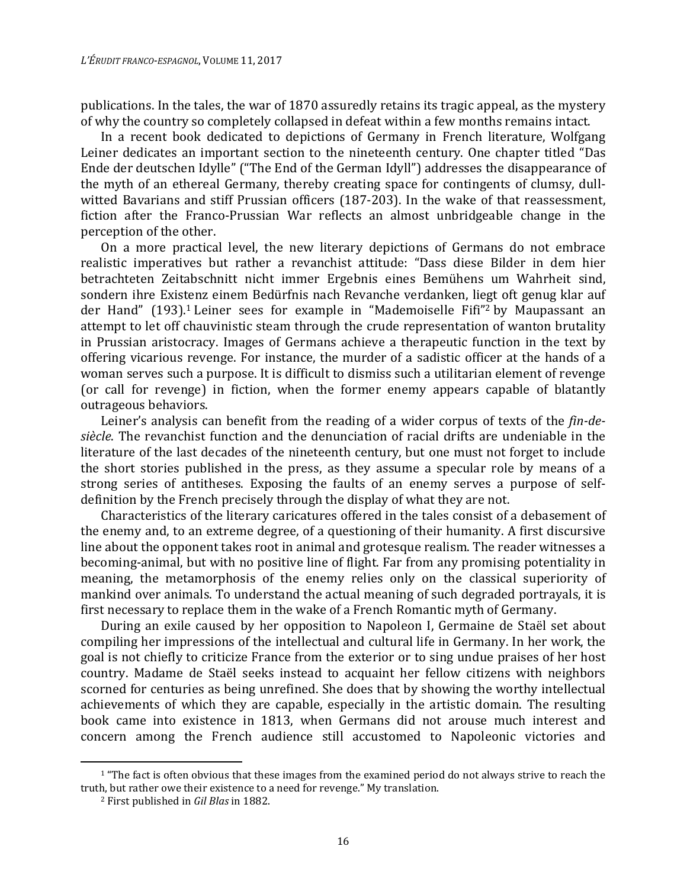publications. In the tales, the war of 1870 assuredly retains its tragic appeal, as the mystery of why the country so completely collapsed in defeat within a few months remains intact.

In a recent book dedicated to depictions of Germany in French literature, Wolfgang Leiner dedicates an important section to the nineteenth century. One chapter titled "Das Ende der deutschen Idylle" ("The End of the German Idyll") addresses the disappearance of the myth of an ethereal Germany, thereby creating space for contingents of clumsy, dull-witted Bavarians and stiff Prussian officers (187-203). In the wake of that reassessment, fiction after the Franco-Prussian War reflects an almost unbridgeable change in the perception of the other.

On a more practical level, the new literary depictions of Germans do not embrace realistic imperatives but rather a revanchist attitude: "Dass diese Bilder in dem hier betrachteten Zeitabschnitt nicht immer Ergebnis eines Bemühens um Wahrheit sind, sondern ihre Existenz einem Bedürfnis nach Revanche verdanken, liegt oft genug klar auf der Hand" (193).[1] Leiner sees for example in "Mademoiselle Fifi"[2] by Maupassant an attempt to let off chauvinistic steam through the crude representation of wanton brutality in Prussian aristocracy. Images of Germans achieve a therapeutic function in the text by offering vicarious revenge. For instance, the murder of a sadistic officer at the hands of a woman serves such a purpose. It is difficult to dismiss such a utilitarian element of revenge (or call for revenge) in fiction, when the former enemy appears capable of blatantly outrageous behaviors.

Leiner's analysis can benefit from the reading of a wider corpus of texts of the *fin-de-siècle*. The revanchist function and the denunciation of racial drifts are undeniable in the literature of the last decades of the nineteenth century, but one must not forget to include the short stories published in the press, as they assume a specular role by means of a strong series of antitheses. Exposing the faults of an enemy serves a purpose of self-definition by the French precisely through the display of what they are not.

Characteristics of the literary caricatures offered in the tales consist of a debasement of the enemy and, to an extreme degree, of a questioning of their humanity. A first discursive line about the opponent takes root in animal and grotesque realism. The reader witnesses a becoming-animal, but with no positive line of flight. Far from any promising potentiality in meaning, the metamorphosis of the enemy relies only on the classical superiority of mankind over animals. To understand the actual meaning of such degraded portrayals, it is first necessary to replace them in the wake of a French Romantic myth of Germany.

During an exile caused by her opposition to Napoleon I, Germaine de Staël set about compiling her impressions of the intellectual and cultural life in Germany. In her work, the goal is not chiefly to criticize France from the exterior or to sing undue praises of her host country. Madame de Staël seeks instead to acquaint her fellow citizens with neighbors scorned for centuries as being unrefined. She does that by showing the worthy intellectual achievements of which they are capable, especially in the artistic domain. The resulting book came into existence in 1813, when Germans did not arouse much interest and concern among the French audience still accustomed to Napoleonic victories and

---

[1] "The fact is often obvious that these images from the examined period do not always strive to reach the truth, but rather owe their existence to a need for revenge." My translation.

[2] First published in *Gil Blas* in 1882.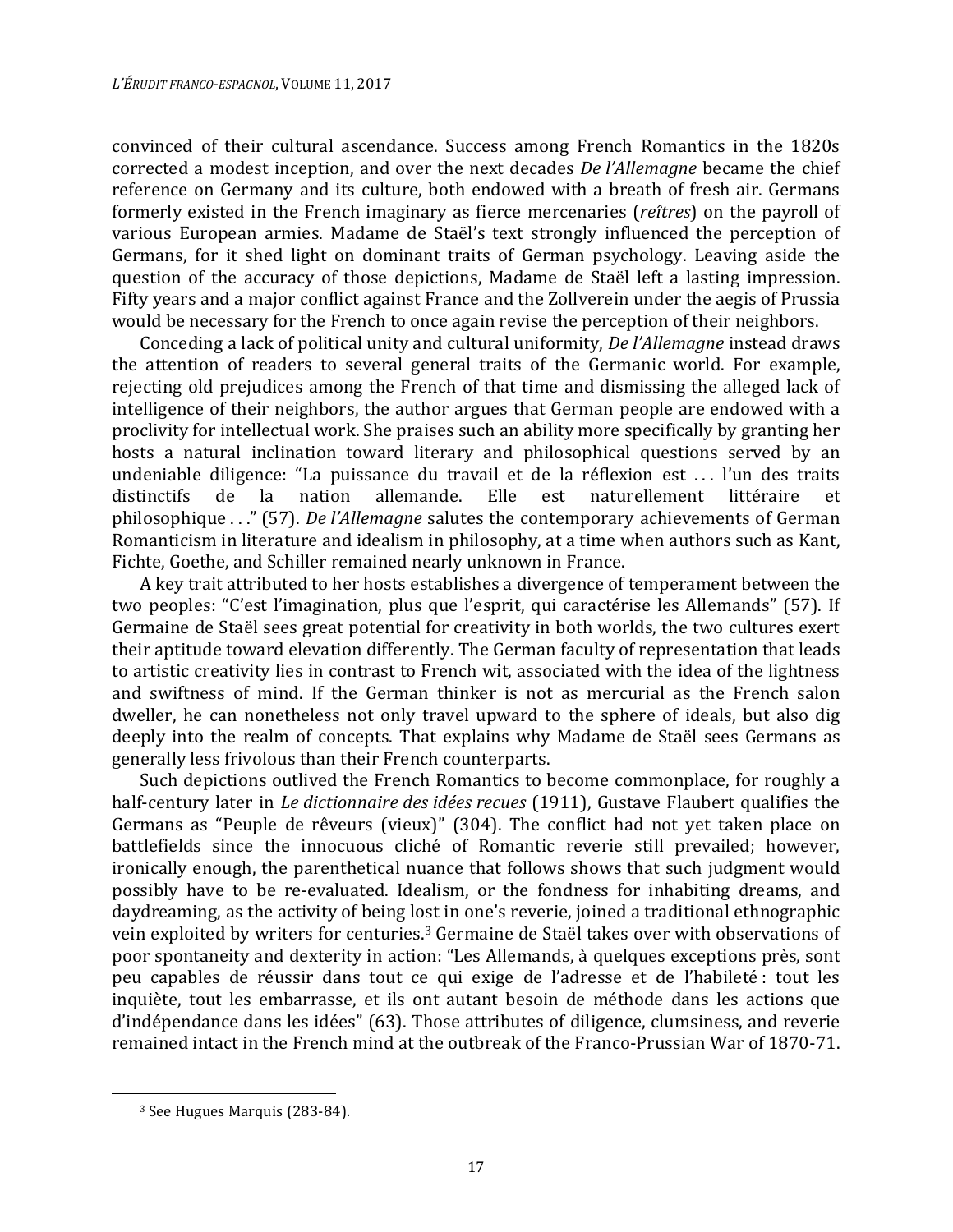convinced of their cultural ascendance. Success among French Romantics in the 1820s corrected a modest inception, and over the next decades *De l'Allemagne* became the chief reference on Germany and its culture, both endowed with a breath of fresh air. Germans formerly existed in the French imaginary as fierce mercenaries (*reîtres*) on the payroll of various European armies. Madame de Staël's text strongly influenced the perception of Germans, for it shed light on dominant traits of German psychology. Leaving aside the question of the accuracy of those depictions, Madame de Staël left a lasting impression. Fifty years and a major conflict against France and the Zollverein under the aegis of Prussia would be necessary for the French to once again revise the perception of their neighbors.

Conceding a lack of political unity and cultural uniformity, *De l'Allemagne* instead draws the attention of readers to several general traits of the Germanic world. For example, rejecting old prejudices among the French of that time and dismissing the alleged lack of intelligence of their neighbors, the author argues that German people are endowed with a proclivity for intellectual work. She praises such an ability more specifically by granting her hosts a natural inclination toward literary and philosophical questions served by an undeniable diligence: "La puissance du travail et de la réflexion est . . . l'un des traits distinctifs de la nation allemande. Elle est naturellement littéraire et philosophique . . ." (57). *De l'Allemagne* salutes the contemporary achievements of German Romanticism in literature and idealism in philosophy, at a time when authors such as Kant, Fichte, Goethe, and Schiller remained nearly unknown in France.

A key trait attributed to her hosts establishes a divergence of temperament between the two peoples: "C'est l'imagination, plus que l'esprit, qui caractérise les Allemands" (57). If Germaine de Staël sees great potential for creativity in both worlds, the two cultures exert their aptitude toward elevation differently. The German faculty of representation that leads to artistic creativity lies in contrast to French wit, associated with the idea of the lightness and swiftness of mind. If the German thinker is not as mercurial as the French salon dweller, he can nonetheless not only travel upward to the sphere of ideals, but also dig deeply into the realm of concepts. That explains why Madame de Staël sees Germans as generally less frivolous than their French counterparts.

Such depictions outlived the French Romantics to become commonplace, for roughly a half-century later in *Le dictionnaire des idées recues* (1911), Gustave Flaubert qualifies the Germans as "Peuple de rêveurs (vieux)" (304). The conflict had not yet taken place on battlefields since the innocuous cliché of Romantic reverie still prevailed; however, ironically enough, the parenthetical nuance that follows shows that such judgment would possibly have to be re-evaluated. Idealism, or the fondness for inhabiting dreams, and daydreaming, as the activity of being lost in one's reverie, joined a traditional ethnographic vein exploited by writers for centuries.[3] Germaine de Staël takes over with observations of poor spontaneity and dexterity in action: "Les Allemands, à quelques exceptions près, sont peu capables de réussir dans tout ce qui exige de l'adresse et de l'habileté : tout les inquiète, tout les embarrasse, et ils ont autant besoin de méthode dans les actions que d'indépendance dans les idées" (63). Those attributes of diligence, clumsiness, and reverie remained intact in the French mind at the outbreak of the Franco-Prussian War of 1870-71.

---

[3] See Hugues Marquis (283-84).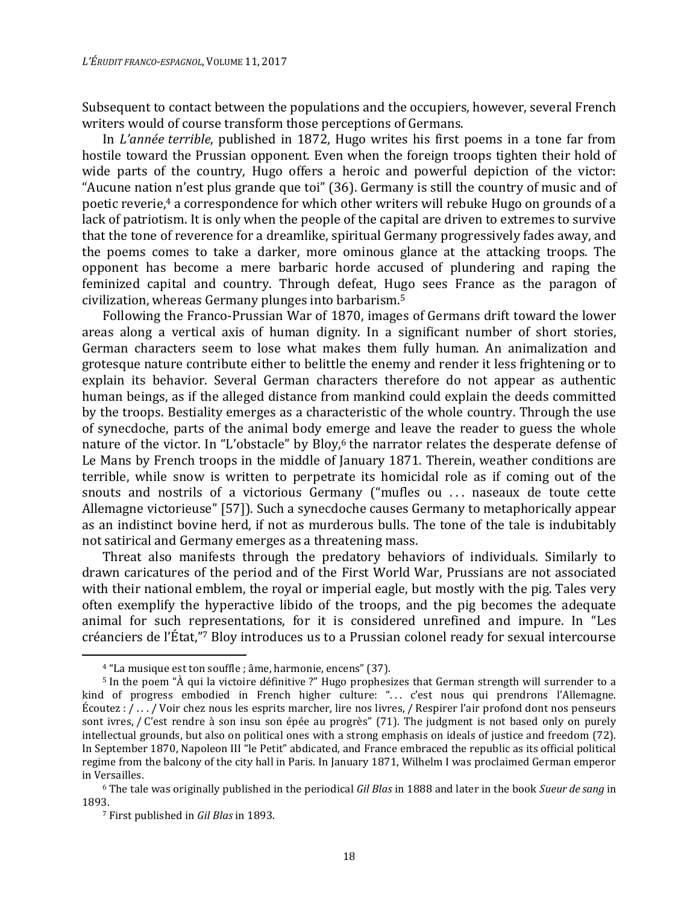Subsequent to contact between the populations and the occupiers, however, several French writers would of course transform those perceptions of Germans.

In *L'année terrible*, published in 1872, Hugo writes his first poems in a tone far from hostile toward the Prussian opponent. Even when the foreign troops tighten their hold of wide parts of the country, Hugo offers a heroic and powerful depiction of the victor: "Aucune nation n'est plus grande que toi" (36). Germany is still the country of music and of poetic reverie,[4] a correspondence for which other writers will rebuke Hugo on grounds of a lack of patriotism. It is only when the people of the capital are driven to extremes to survive that the tone of reverence for a dreamlike, spiritual Germany progressively fades away, and the poems comes to take a darker, more ominous glance at the attacking troops. The opponent has become a mere barbaric horde accused of plundering and raping the feminized capital and country. Through defeat, Hugo sees France as the paragon of civilization, whereas Germany plunges into barbarism.[5]

Following the Franco-Prussian War of 1870, images of Germans drift toward the lower areas along a vertical axis of human dignity. In a significant number of short stories, German characters seem to lose what makes them fully human. An animalization and grotesque nature contribute either to belittle the enemy and render it less frightening or to explain its behavior. Several German characters therefore do not appear as authentic human beings, as if the alleged distance from mankind could explain the deeds committed by the troops. Bestiality emerges as a characteristic of the whole country. Through the use of synecdoche, parts of the animal body emerge and leave the reader to guess the whole nature of the victor. In "L'obstacle" by Bloy,[6] the narrator relates the desperate defense of Le Mans by French troops in the middle of January 1871. Therein, weather conditions are terrible, while snow is written to perpetrate its homicidal role as if coming out of the snouts and nostrils of a victorious Germany ("mufles ou . . . naseaux de toute cette Allemagne victorieuse" [57]). Such a synecdoche causes Germany to metaphorically appear as an indistinct bovine herd, if not as murderous bulls. The tone of the tale is indubitably not satirical and Germany emerges as a threatening mass.

Threat also manifests through the predatory behaviors of individuals. Similarly to drawn caricatures of the period and of the First World War, Prussians are not associated with their national emblem, the royal or imperial eagle, but mostly with the pig. Tales very often exemplify the hyperactive libido of the troops, and the pig becomes the adequate animal for such representations, for it is considered unrefined and impure. In "Les créanciers de l'État,"[7] Bloy introduces us to a Prussian colonel ready for sexual intercourse

---

[4] "La musique est ton souffle ; âme, harmonie, encens" (37).

[5] In the poem "À qui la victoire définitive ?" Hugo prophesizes that German strength will surrender to a kind of progress embodied in French higher culture: ". . . c'est nous qui prendrons l'Allemagne. Écoutez : / . . . / Voir chez nous les esprits marcher, lire nos livres, / Respirer l'air profond dont nos penseurs sont ivres, / C'est rendre à son insu son épée au progrès" (71). The judgment is not based only on purely intellectual grounds, but also on political ones with a strong emphasis on ideals of justice and freedom (72). In September 1870, Napoleon III "le Petit" abdicated, and France embraced the republic as its official political regime from the balcony of the city hall in Paris. In January 1871, Wilhelm I was proclaimed German emperor in Versailles.

[6] The tale was originally published in the periodical *Gil Blas* in 1888 and later in the book *Sueur de sang* in 1893.

[7] First published in *Gil Blas* in 1893.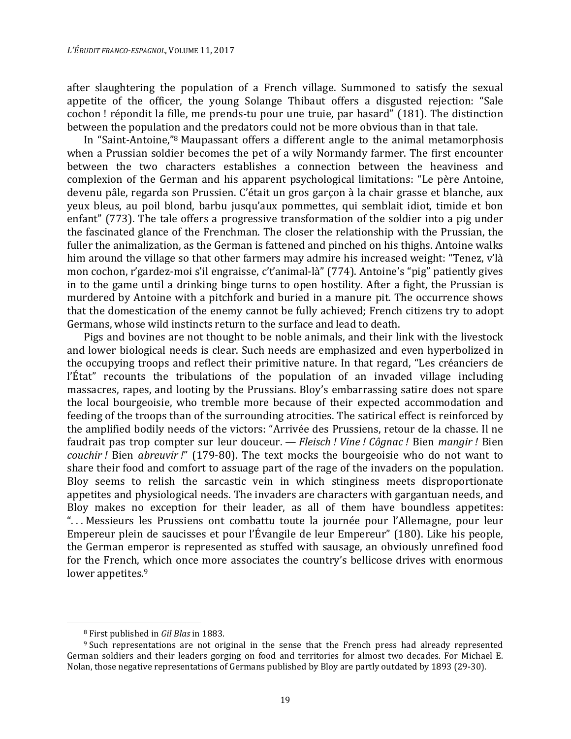after slaughtering the population of a French village. Summoned to satisfy the sexual appetite of the officer, the young Solange Thibaut offers a disgusted rejection: "Sale cochon ! répondit la fille, me prends-tu pour une truie, par hasard" (181). The distinction between the population and the predators could not be more obvious than in that tale.

In "Saint-Antoine,"[8] Maupassant offers a different angle to the animal metamorphosis when a Prussian soldier becomes the pet of a wily Normandy farmer. The first encounter between the two characters establishes a connection between the heaviness and complexion of the German and his apparent psychological limitations: "Le père Antoine, devenu pâle, regarda son Prussien. C'était un gros garçon à la chair grasse et blanche, aux yeux bleus, au poil blond, barbu jusqu'aux pommettes, qui semblait idiot, timide et bon enfant" (773). The tale offers a progressive transformation of the soldier into a pig under the fascinated glance of the Frenchman. The closer the relationship with the Prussian, the fuller the animalization, as the German is fattened and pinched on his thighs. Antoine walks him around the village so that other farmers may admire his increased weight: "Tenez, v'là mon cochon, r'gardez-moi s'il engraisse, c't'animal-là" (774). Antoine's "pig" patiently gives in to the game until a drinking binge turns to open hostility. After a fight, the Prussian is murdered by Antoine with a pitchfork and buried in a manure pit. The occurrence shows that the domestication of the enemy cannot be fully achieved; French citizens try to adopt Germans, whose wild instincts return to the surface and lead to death.

Pigs and bovines are not thought to be noble animals, and their link with the livestock and lower biological needs is clear. Such needs are emphasized and even hyperbolized in the occupying troops and reflect their primitive nature. In that regard, "Les créanciers de l'État" recounts the tribulations of the population of an invaded village including massacres, rapes, and looting by the Prussians. Bloy's embarrassing satire does not spare the local bourgeoisie, who tremble more because of their expected accommodation and feeding of the troops than of the surrounding atrocities. The satirical effect is reinforced by the amplified bodily needs of the victors: "Arrivée des Prussiens, retour de la chasse. Il ne faudrait pas trop compter sur leur douceur. — *Fleisch ! Vine ! Côgnac !* Bien *mangir !* Bien *couchir !* Bien *abreuvir !*" (179-80). The text mocks the bourgeoisie who do not want to share their food and comfort to assuage part of the rage of the invaders on the population. Bloy seems to relish the sarcastic vein in which stinginess meets disproportionate appetites and physiological needs. The invaders are characters with gargantuan needs, and Bloy makes no exception for their leader, as all of them have boundless appetites: ". . . Messieurs les Prussiens ont combattu toute la journée pour l'Allemagne, pour leur Empereur plein de saucisses et pour l'Évangile de leur Empereur" (180). Like his people, the German emperor is represented as stuffed with sausage, an obviously unrefined food for the French, which once more associates the country's bellicose drives with enormous lower appetites.[9]

---

[8] First published in *Gil Blas* in 1883.

[9] Such representations are not original in the sense that the French press had already represented German soldiers and their leaders gorging on food and territories for almost two decades. For Michael E. Nolan, those negative representations of Germans published by Bloy are partly outdated by 1893 (29-30).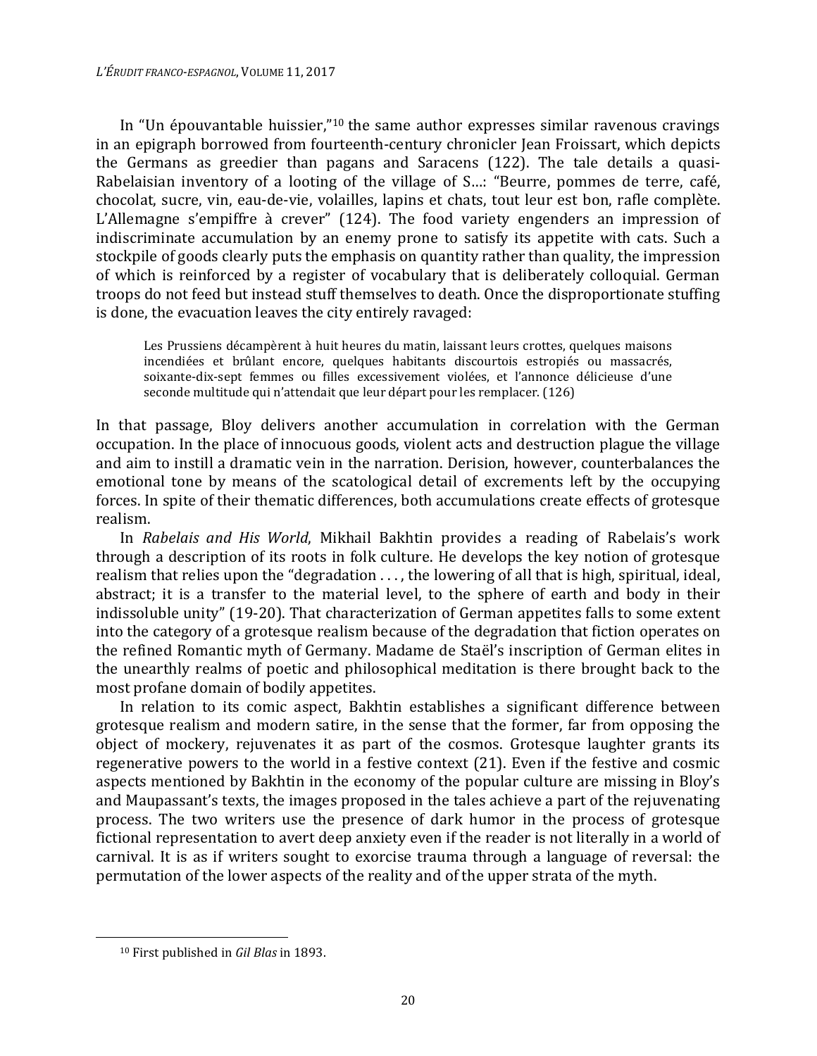In "Un épouvantable huissier,"[10] the same author expresses similar ravenous cravings in an epigraph borrowed from fourteenth-century chronicler Jean Froissart, which depicts the Germans as greedier than pagans and Saracens (122). The tale details a quasi-Rabelaisian inventory of a looting of the village of S...: "Beurre, pommes de terre, café, chocolat, sucre, vin, eau-de-vie, volailles, lapins et chats, tout leur est bon, rafle complète. L'Allemagne s'empiffre à crever" (124). The food variety engenders an impression of indiscriminate accumulation by an enemy prone to satisfy its appetite with cats. Such a stockpile of goods clearly puts the emphasis on quantity rather than quality, the impression of which is reinforced by a register of vocabulary that is deliberately colloquial. German troops do not feed but instead stuff themselves to death. Once the disproportionate stuffing is done, the evacuation leaves the city entirely ravaged:

> Les Prussiens décampèrent à huit heures du matin, laissant leurs crottes, quelques maisons incendiées et brûlant encore, quelques habitants discourtois estropiés ou massacrés, soixante-dix-sept femmes ou filles excessivement violées, et l'annonce délicieuse d'une seconde multitude qui n'attendait que leur départ pour les remplacer. (126)

In that passage, Bloy delivers another accumulation in correlation with the German occupation. In the place of innocuous goods, violent acts and destruction plague the village and aim to instill a dramatic vein in the narration. Derision, however, counterbalances the emotional tone by means of the scatological detail of excrements left by the occupying forces. In spite of their thematic differences, both accumulations create effects of grotesque realism.

In *Rabelais and His World*, Mikhail Bakhtin provides a reading of Rabelais's work through a description of its roots in folk culture. He develops the key notion of grotesque realism that relies upon the "degradation . . . , the lowering of all that is high, spiritual, ideal, abstract; it is a transfer to the material level, to the sphere of earth and body in their indissoluble unity" (19-20). That characterization of German appetites falls to some extent into the category of a grotesque realism because of the degradation that fiction operates on the refined Romantic myth of Germany. Madame de Staël's inscription of German elites in the unearthly realms of poetic and philosophical meditation is there brought back to the most profane domain of bodily appetites.

In relation to its comic aspect, Bakhtin establishes a significant difference between grotesque realism and modern satire, in the sense that the former, far from opposing the object of mockery, rejuvenates it as part of the cosmos. Grotesque laughter grants its regenerative powers to the world in a festive context (21). Even if the festive and cosmic aspects mentioned by Bakhtin in the economy of the popular culture are missing in Bloy's and Maupassant's texts, the images proposed in the tales achieve a part of the rejuvenating process. The two writers use the presence of dark humor in the process of grotesque fictional representation to avert deep anxiety even if the reader is not literally in a world of carnival. It is as if writers sought to exorcise trauma through a language of reversal: the permutation of the lower aspects of the reality and of the upper strata of the myth.

[10] First published in *Gil Blas* in 1893.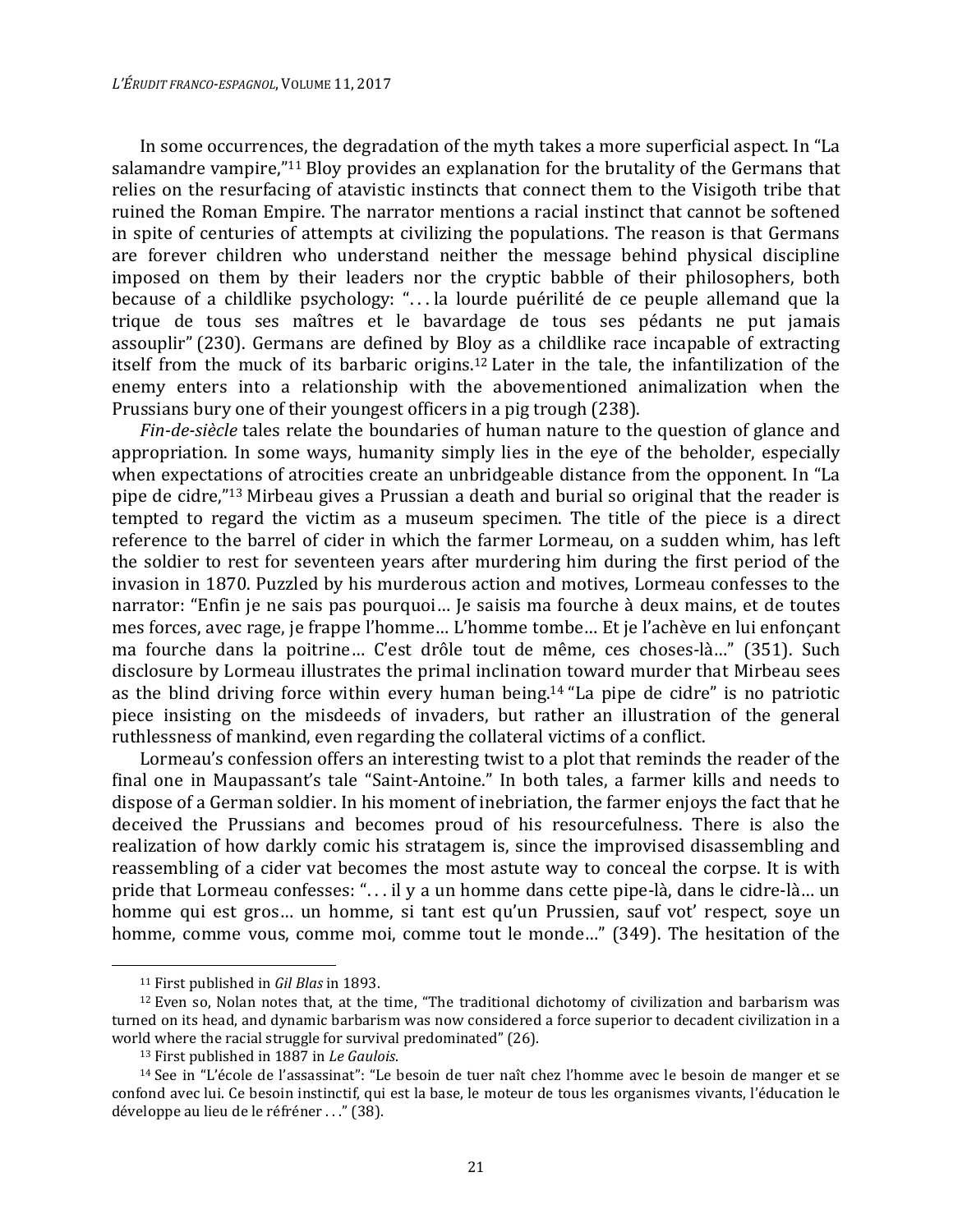In some occurrences, the degradation of the myth takes a more superficial aspect. In "La salamandre vampire,"[11] Bloy provides an explanation for the brutality of the Germans that relies on the resurfacing of atavistic instincts that connect them to the Visigoth tribe that ruined the Roman Empire. The narrator mentions a racial instinct that cannot be softened in spite of centuries of attempts at civilizing the populations. The reason is that Germans are forever children who understand neither the message behind physical discipline imposed on them by their leaders nor the cryptic babble of their philosophers, both because of a childlike psychology: ". . . la lourde puérilité de ce peuple allemand que la trique de tous ses maîtres et le bavardage de tous ses pédants ne put jamais assouplir" (230). Germans are defined by Bloy as a childlike race incapable of extracting itself from the muck of its barbaric origins.[12] Later in the tale, the infantilization of the enemy enters into a relationship with the abovementioned animalization when the Prussians bury one of their youngest officers in a pig trough (238).

*Fin-de-siècle* tales relate the boundaries of human nature to the question of glance and appropriation. In some ways, humanity simply lies in the eye of the beholder, especially when expectations of atrocities create an unbridgeable distance from the opponent. In "La pipe de cidre,"[13] Mirbeau gives a Prussian a death and burial so original that the reader is tempted to regard the victim as a museum specimen. The title of the piece is a direct reference to the barrel of cider in which the farmer Lormeau, on a sudden whim, has left the soldier to rest for seventeen years after murdering him during the first period of the invasion in 1870. Puzzled by his murderous action and motives, Lormeau confesses to the narrator: "Enfin je ne sais pas pourquoi… Je saisis ma fourche à deux mains, et de toutes mes forces, avec rage, je frappe l'homme… L'homme tombe… Et je l'achève en lui enfonçant ma fourche dans la poitrine… C'est drôle tout de même, ces choses-là…" (351). Such disclosure by Lormeau illustrates the primal inclination toward murder that Mirbeau sees as the blind driving force within every human being.[14] "La pipe de cidre" is no patriotic piece insisting on the misdeeds of invaders, but rather an illustration of the general ruthlessness of mankind, even regarding the collateral victims of a conflict.

Lormeau's confession offers an interesting twist to a plot that reminds the reader of the final one in Maupassant's tale "Saint-Antoine." In both tales, a farmer kills and needs to dispose of a German soldier. In his moment of inebriation, the farmer enjoys the fact that he deceived the Prussians and becomes proud of his resourcefulness. There is also the realization of how darkly comic his stratagem is, since the improvised disassembling and reassembling of a cider vat becomes the most astute way to conceal the corpse. It is with pride that Lormeau confesses: ". . . il y a un homme dans cette pipe-là, dans le cidre-là… un homme qui est gros… un homme, si tant est qu'un Prussien, sauf vot' respect, soye un homme, comme vous, comme moi, comme tout le monde…" (349). The hesitation of the

---

[11] First published in *Gil Blas* in 1893.

[12] Even so, Nolan notes that, at the time, "The traditional dichotomy of civilization and barbarism was turned on its head, and dynamic barbarism was now considered a force superior to decadent civilization in a world where the racial struggle for survival predominated" (26).

[13] First published in 1887 in *Le Gaulois*.

[14] See in "L'école de l'assassinat": "Le besoin de tuer naît chez l'homme avec le besoin de manger et se confond avec lui. Ce besoin instinctif, qui est la base, le moteur de tous les organismes vivants, l'éducation le développe au lieu de le refréner . . ." (38).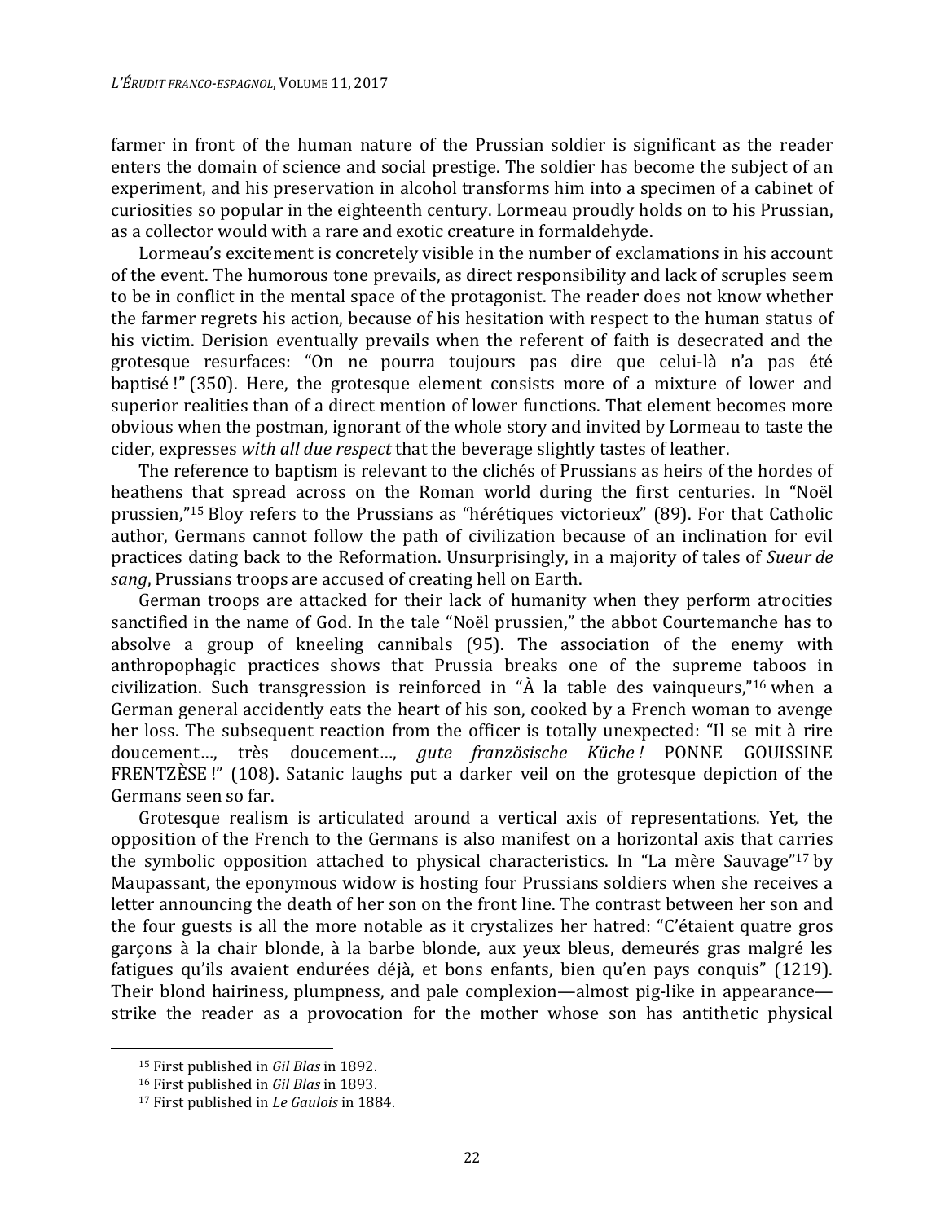farmer in front of the human nature of the Prussian soldier is significant as the reader enters the domain of science and social prestige. The soldier has become the subject of an experiment, and his preservation in alcohol transforms him into a specimen of a cabinet of curiosities so popular in the eighteenth century. Lormeau proudly holds on to his Prussian, as a collector would with a rare and exotic creature in formaldehyde.

Lormeau's excitement is concretely visible in the number of exclamations in his account of the event. The humorous tone prevails, as direct responsibility and lack of scruples seem to be in conflict in the mental space of the protagonist. The reader does not know whether the farmer regrets his action, because of his hesitation with respect to the human status of his victim. Derision eventually prevails when the referent of faith is desecrated and the grotesque resurfaces: "On ne pourra toujours pas dire que celui-là n'a pas été baptisé !" (350). Here, the grotesque element consists more of a mixture of lower and superior realities than of a direct mention of lower functions. That element becomes more obvious when the postman, ignorant of the whole story and invited by Lormeau to taste the cider, expresses *with all due respect* that the beverage slightly tastes of leather.

The reference to baptism is relevant to the clichés of Prussians as heirs of the hordes of heathens that spread across on the Roman world during the first centuries. In "Noël prussien,"[15] Bloy refers to the Prussians as "hérétiques victorieux" (89). For that Catholic author, Germans cannot follow the path of civilization because of an inclination for evil practices dating back to the Reformation. Unsurprisingly, in a majority of tales of *Sueur de sang*, Prussians troops are accused of creating hell on Earth.

German troops are attacked for their lack of humanity when they perform atrocities sanctified in the name of God. In the tale "Noël prussien," the abbot Courtemanche has to absolve a group of kneeling cannibals (95). The association of the enemy with anthropophagic practices shows that Prussia breaks one of the supreme taboos in civilization. Such transgression is reinforced in "À la table des vainqueurs,"[16] when a German general accidently eats the heart of his son, cooked by a French woman to avenge her loss. The subsequent reaction from the officer is totally unexpected: "Il se mit à rire doucement…, très doucement…, *gute französische Küche !* PONNE GOUISSINE FRENTZÈSE !" (108). Satanic laughs put a darker veil on the grotesque depiction of the Germans seen so far.

Grotesque realism is articulated around a vertical axis of representations. Yet, the opposition of the French to the Germans is also manifest on a horizontal axis that carries the symbolic opposition attached to physical characteristics. In "La mère Sauvage"[17] by Maupassant, the eponymous widow is hosting four Prussians soldiers when she receives a letter announcing the death of her son on the front line. The contrast between her son and the four guests is all the more notable as it crystalizes her hatred: "C'étaient quatre gros garçons à la chair blonde, à la barbe blonde, aux yeux bleus, demeurés gras malgré les fatigues qu'ils avaient endurées déjà, et bons enfants, bien qu'en pays conquis" (1219). Their blond hairiness, plumpness, and pale complexion—almost pig-like in appearance—strike the reader as a provocation for the mother whose son has antithetic physical

---

[15] First published in *Gil Blas* in 1892.

[16] First published in *Gil Blas* in 1893.

[17] First published in *Le Gaulois* in 1884.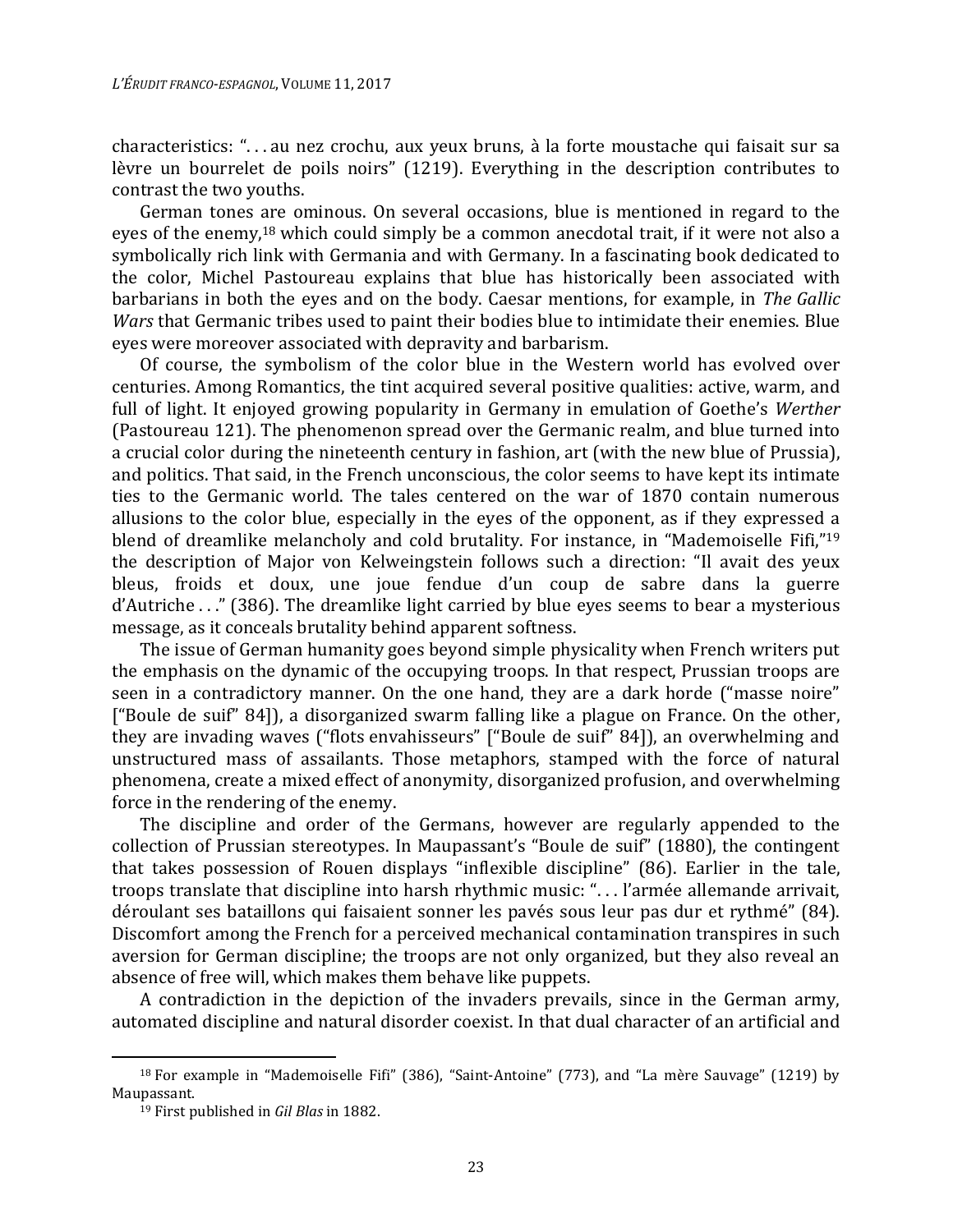characteristics: ". . . au nez crochu, aux yeux bruns, à la forte moustache qui faisait sur sa lèvre un bourrelet de poils noirs" (1219). Everything in the description contributes to contrast the two youths.

German tones are ominous. On several occasions, blue is mentioned in regard to the eyes of the enemy,[18] which could simply be a common anecdotal trait, if it were not also a symbolically rich link with Germania and with Germany. In a fascinating book dedicated to the color, Michel Pastoureau explains that blue has historically been associated with barbarians in both the eyes and on the body. Caesar mentions, for example, in *The Gallic Wars* that Germanic tribes used to paint their bodies blue to intimidate their enemies. Blue eyes were moreover associated with depravity and barbarism.

Of course, the symbolism of the color blue in the Western world has evolved over centuries. Among Romantics, the tint acquired several positive qualities: active, warm, and full of light. It enjoyed growing popularity in Germany in emulation of Goethe's *Werther* (Pastoureau 121). The phenomenon spread over the Germanic realm, and blue turned into a crucial color during the nineteenth century in fashion, art (with the new blue of Prussia), and politics. That said, in the French unconscious, the color seems to have kept its intimate ties to the Germanic world. The tales centered on the war of 1870 contain numerous allusions to the color blue, especially in the eyes of the opponent, as if they expressed a blend of dreamlike melancholy and cold brutality. For instance, in "Mademoiselle Fifi,"[19] the description of Major von Kelweingstein follows such a direction: "Il avait des yeux bleus, froids et doux, une joue fendue d'un coup de sabre dans la guerre d'Autriche . . ." (386). The dreamlike light carried by blue eyes seems to bear a mysterious message, as it conceals brutality behind apparent softness.

The issue of German humanity goes beyond simple physicality when French writers put the emphasis on the dynamic of the occupying troops. In that respect, Prussian troops are seen in a contradictory manner. On the one hand, they are a dark horde ("masse noire" ["Boule de suif" 84]), a disorganized swarm falling like a plague on France. On the other, they are invading waves ("flots envahisseurs" ["Boule de suif" 84]), an overwhelming and unstructured mass of assailants. Those metaphors, stamped with the force of natural phenomena, create a mixed effect of anonymity, disorganized profusion, and overwhelming force in the rendering of the enemy.

The discipline and order of the Germans, however are regularly appended to the collection of Prussian stereotypes. In Maupassant's "Boule de suif" (1880), the contingent that takes possession of Rouen displays "inflexible discipline" (86). Earlier in the tale, troops translate that discipline into harsh rhythmic music: ". . . l'armée allemande arrivait, déroulant ses bataillons qui faisaient sonner les pavés sous leur pas dur et rythmé" (84). Discomfort among the French for a perceived mechanical contamination transpires in such aversion for German discipline; the troops are not only organized, but they also reveal an absence of free will, which makes them behave like puppets.

A contradiction in the depiction of the invaders prevails, since in the German army, automated discipline and natural disorder coexist. In that dual character of an artificial and

---

[18] For example in "Mademoiselle Fifi" (386), "Saint-Antoine" (773), and "La mère Sauvage" (1219) by Maupassant.

[19] First published in *Gil Blas* in 1882.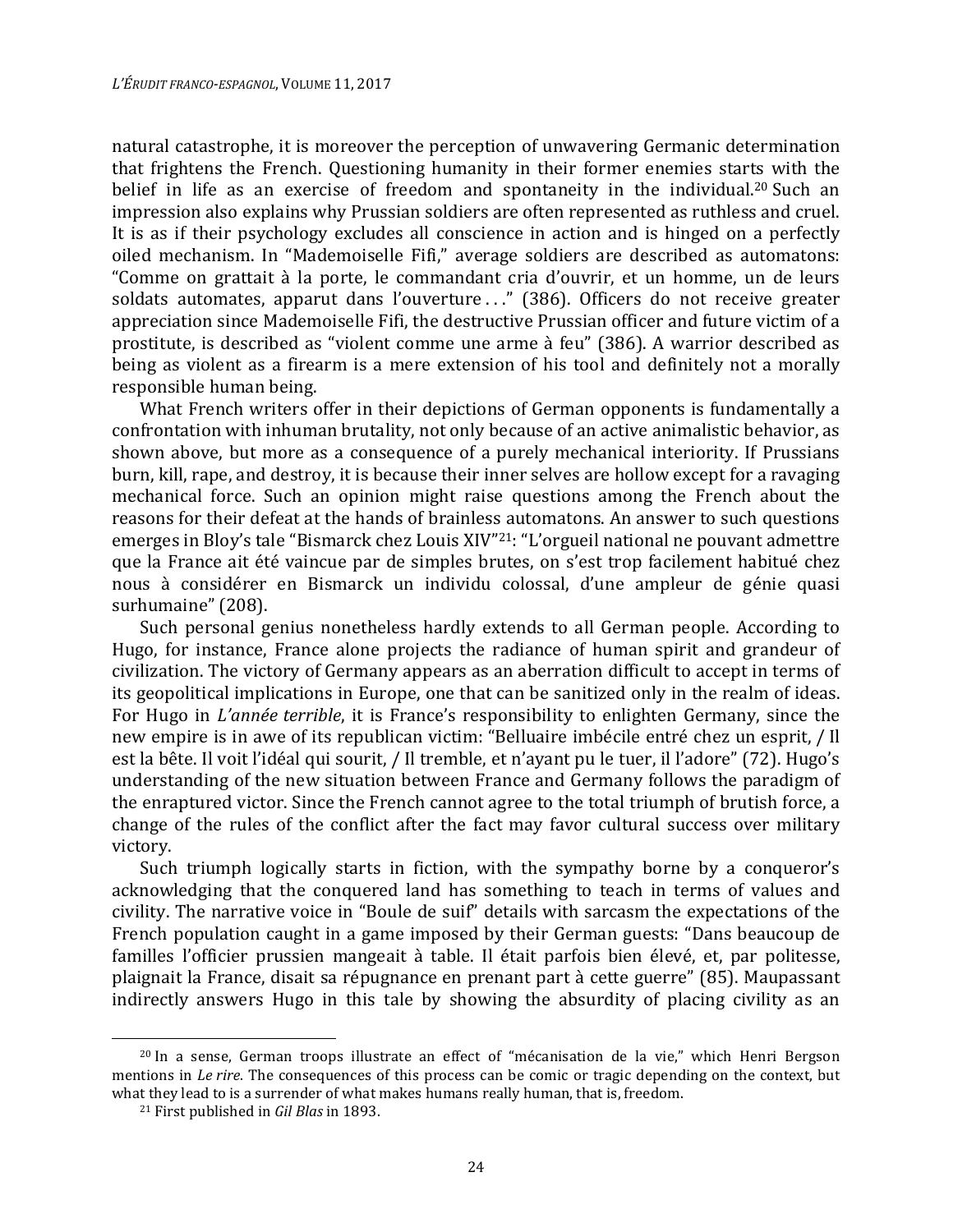natural catastrophe, it is moreover the perception of unwavering Germanic determination that frightens the French. Questioning humanity in their former enemies starts with the belief in life as an exercise of freedom and spontaneity in the individual.[20] Such an impression also explains why Prussian soldiers are often represented as ruthless and cruel. It is as if their psychology excludes all conscience in action and is hinged on a perfectly oiled mechanism. In "Mademoiselle Fifi," average soldiers are described as automatons: "Comme on grattait à la porte, le commandant cria d'ouvrir, et un homme, un de leurs soldats automates, apparut dans l'ouverture . . ." (386). Officers do not receive greater appreciation since Mademoiselle Fifi, the destructive Prussian officer and future victim of a prostitute, is described as "violent comme une arme à feu" (386). A warrior described as being as violent as a firearm is a mere extension of his tool and definitely not a morally responsible human being.

What French writers offer in their depictions of German opponents is fundamentally a confrontation with inhuman brutality, not only because of an active animalistic behavior, as shown above, but more as a consequence of a purely mechanical interiority. If Prussians burn, kill, rape, and destroy, it is because their inner selves are hollow except for a ravaging mechanical force. Such an opinion might raise questions among the French about the reasons for their defeat at the hands of brainless automatons. An answer to such questions emerges in Bloy's tale "Bismarck chez Louis XIV"[21]: "L'orgueil national ne pouvant admettre que la France ait été vaincue par de simples brutes, on s'est trop facilement habitué chez nous à considérer en Bismarck un individu colossal, d'une ampleur de génie quasi surhumaine" (208).

Such personal genius nonetheless hardly extends to all German people. According to Hugo, for instance, France alone projects the radiance of human spirit and grandeur of civilization. The victory of Germany appears as an aberration difficult to accept in terms of its geopolitical implications in Europe, one that can be sanitized only in the realm of ideas. For Hugo in *L'année terrible*, it is France's responsibility to enlighten Germany, since the new empire is in awe of its republican victim: "Belluaire imbécile entré chez un esprit, / Il est la bête. Il voit l'idéal qui sourit, / Il tremble, et n'ayant pu le tuer, il l'adore" (72). Hugo's understanding of the new situation between France and Germany follows the paradigm of the enraptured victor. Since the French cannot agree to the total triumph of brutish force, a change of the rules of the conflict after the fact may favor cultural success over military victory.

Such triumph logically starts in fiction, with the sympathy borne by a conqueror's acknowledging that the conquered land has something to teach in terms of values and civility. The narrative voice in "Boule de suif" details with sarcasm the expectations of the French population caught in a game imposed by their German guests: "Dans beaucoup de familles l'officier prussien mangeait à table. Il était parfois bien élevé, et, par politesse, plaignait la France, disait sa répugnance en prenant part à cette guerre" (85). Maupassant indirectly answers Hugo in this tale by showing the absurdity of placing civility as an

---

[20] In a sense, German troops illustrate an effect of "mécanisation de la vie," which Henri Bergson mentions in *Le rire*. The consequences of this process can be comic or tragic depending on the context, but what they lead to is a surrender of what makes humans really human, that is, freedom.

[21] First published in *Gil Blas* in 1893.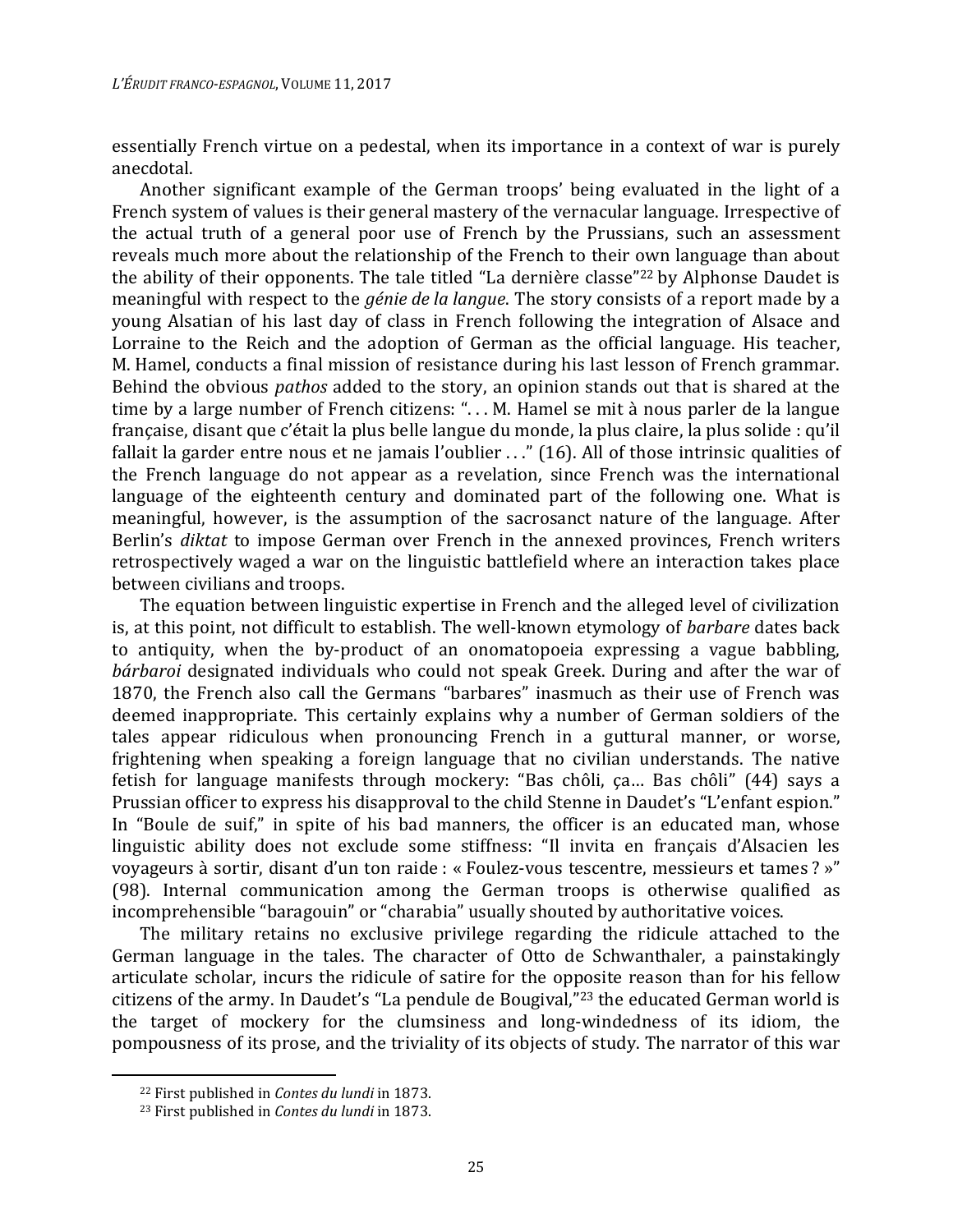essentially French virtue on a pedestal, when its importance in a context of war is purely anecdotal.

Another significant example of the German troops' being evaluated in the light of a French system of values is their general mastery of the vernacular language. Irrespective of the actual truth of a general poor use of French by the Prussians, such an assessment reveals much more about the relationship of the French to their own language than about the ability of their opponents. The tale titled "La dernière classe"[22] by Alphonse Daudet is meaningful with respect to the *génie de la langue*. The story consists of a report made by a young Alsatian of his last day of class in French following the integration of Alsace and Lorraine to the Reich and the adoption of German as the official language. His teacher, M. Hamel, conducts a final mission of resistance during his last lesson of French grammar. Behind the obvious *pathos* added to the story, an opinion stands out that is shared at the time by a large number of French citizens: ". . . M. Hamel se mit à nous parler de la langue française, disant que c'était la plus belle langue du monde, la plus claire, la plus solide : qu'il fallait la garder entre nous et ne jamais l'oublier . . ." (16). All of those intrinsic qualities of the French language do not appear as a revelation, since French was the international language of the eighteenth century and dominated part of the following one. What is meaningful, however, is the assumption of the sacrosanct nature of the language. After Berlin's *diktat* to impose German over French in the annexed provinces, French writers retrospectively waged a war on the linguistic battlefield where an interaction takes place between civilians and troops.

The equation between linguistic expertise in French and the alleged level of civilization is, at this point, not difficult to establish. The well-known etymology of *barbare* dates back to antiquity, when the by-product of an onomatopoeia expressing a vague babbling, *bárbaroi* designated individuals who could not speak Greek. During and after the war of 1870, the French also call the Germans "barbares" inasmuch as their use of French was deemed inappropriate. This certainly explains why a number of German soldiers of the tales appear ridiculous when pronouncing French in a guttural manner, or worse, frightening when speaking a foreign language that no civilian understands. The native fetish for language manifests through mockery: "Bas chôli, ça… Bas chôli" (44) says a Prussian officer to express his disapproval to the child Stenne in Daudet's "L'enfant espion." In "Boule de suif," in spite of his bad manners, the officer is an educated man, whose linguistic ability does not exclude some stiffness: "Il invita en français d'Alsacien les voyageurs à sortir, disant d'un ton raide : « Foulez-vous tescentre, messieurs et tames ? »" (98). Internal communication among the German troops is otherwise qualified as incomprehensible "baragouin" or "charabia" usually shouted by authoritative voices.

The military retains no exclusive privilege regarding the ridicule attached to the German language in the tales. The character of Otto de Schwanthaler, a painstakingly articulate scholar, incurs the ridicule of satire for the opposite reason than for his fellow citizens of the army. In Daudet's "La pendule de Bougival,"[23] the educated German world is the target of mockery for the clumsiness and long-windedness of its idiom, the pompousness of its prose, and the triviality of its objects of study. The narrator of this war

[22] First published in *Contes du lundi* in 1873.

[23] First published in *Contes du lundi* in 1873.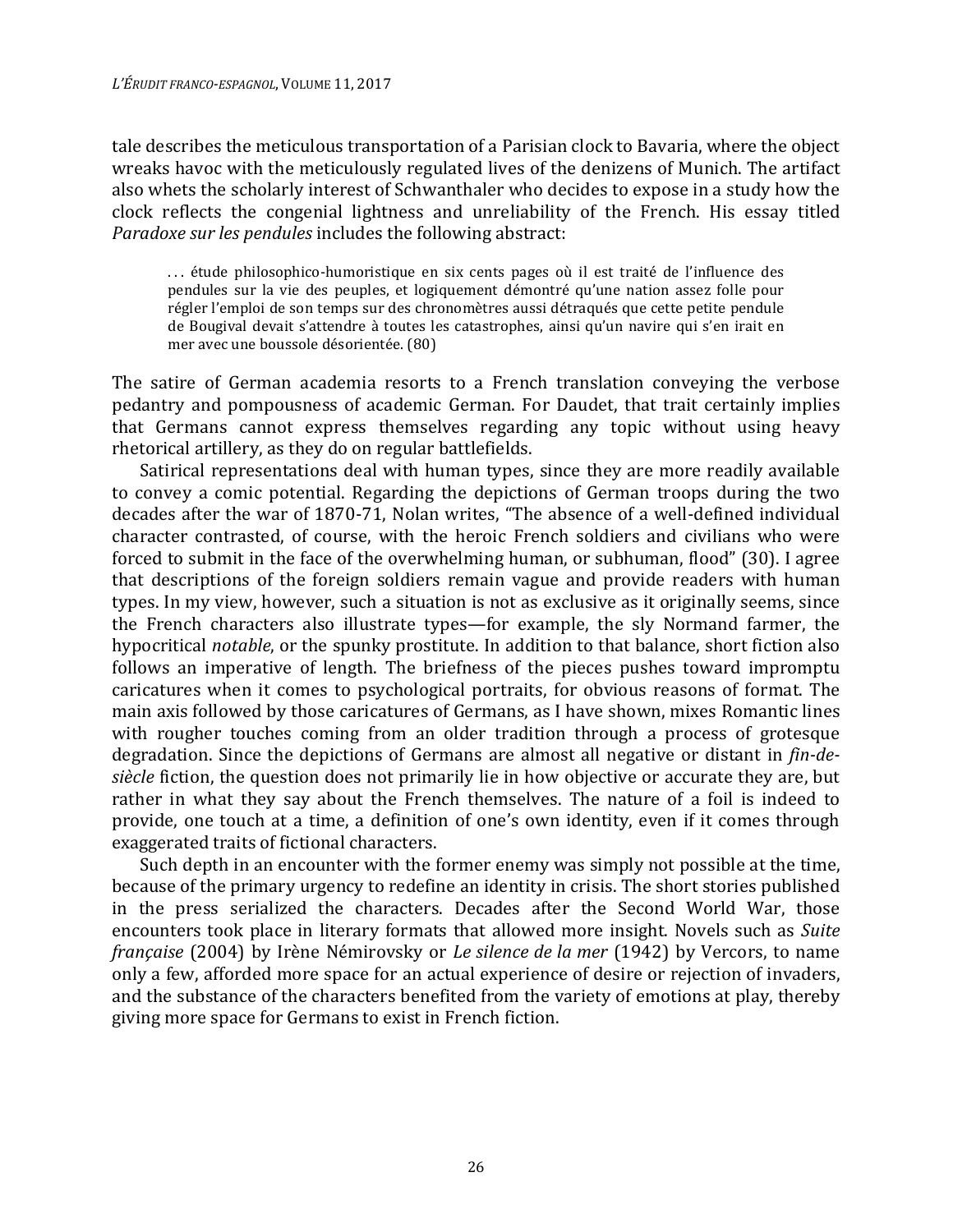tale describes the meticulous transportation of a Parisian clock to Bavaria, where the object wreaks havoc with the meticulously regulated lives of the denizens of Munich. The artifact also whets the scholarly interest of Schwanthaler who decides to expose in a study how the clock reflects the congenial lightness and unreliability of the French. His essay titled *Paradoxe sur les pendules* includes the following abstract:

> . . . étude philosophico-humoristique en six cents pages où il est traité de l'influence des pendules sur la vie des peuples, et logiquement démontré qu'une nation assez folle pour régler l'emploi de son temps sur des chronomètres aussi détraqués que cette petite pendule de Bougival devait s'attendre à toutes les catastrophes, ainsi qu'un navire qui s'en irait en mer avec une boussole désorientée. (80)

The satire of German academia resorts to a French translation conveying the verbose pedantry and pompousness of academic German. For Daudet, that trait certainly implies that Germans cannot express themselves regarding any topic without using heavy rhetorical artillery, as they do on regular battlefields.

Satirical representations deal with human types, since they are more readily available to convey a comic potential. Regarding the depictions of German troops during the two decades after the war of 1870-71, Nolan writes, "The absence of a well-defined individual character contrasted, of course, with the heroic French soldiers and civilians who were forced to submit in the face of the overwhelming human, or subhuman, flood" (30). I agree that descriptions of the foreign soldiers remain vague and provide readers with human types. In my view, however, such a situation is not as exclusive as it originally seems, since the French characters also illustrate types—for example, the sly Normand farmer, the hypocritical *notable*, or the spunky prostitute. In addition to that balance, short fiction also follows an imperative of length. The briefness of the pieces pushes toward impromptu caricatures when it comes to psychological portraits, for obvious reasons of format. The main axis followed by those caricatures of Germans, as I have shown, mixes Romantic lines with rougher touches coming from an older tradition through a process of grotesque degradation. Since the depictions of Germans are almost all negative or distant in *fin-de-siècle* fiction, the question does not primarily lie in how objective or accurate they are, but rather in what they say about the French themselves. The nature of a foil is indeed to provide, one touch at a time, a definition of one's own identity, even if it comes through exaggerated traits of fictional characters.

Such depth in an encounter with the former enemy was simply not possible at the time, because of the primary urgency to redefine an identity in crisis. The short stories published in the press serialized the characters. Decades after the Second World War, those encounters took place in literary formats that allowed more insight. Novels such as *Suite française* (2004) by Irène Némirovsky or *Le silence de la mer* (1942) by Vercors, to name only a few, afforded more space for an actual experience of desire or rejection of invaders, and the substance of the characters benefited from the variety of emotions at play, thereby giving more space for Germans to exist in French fiction.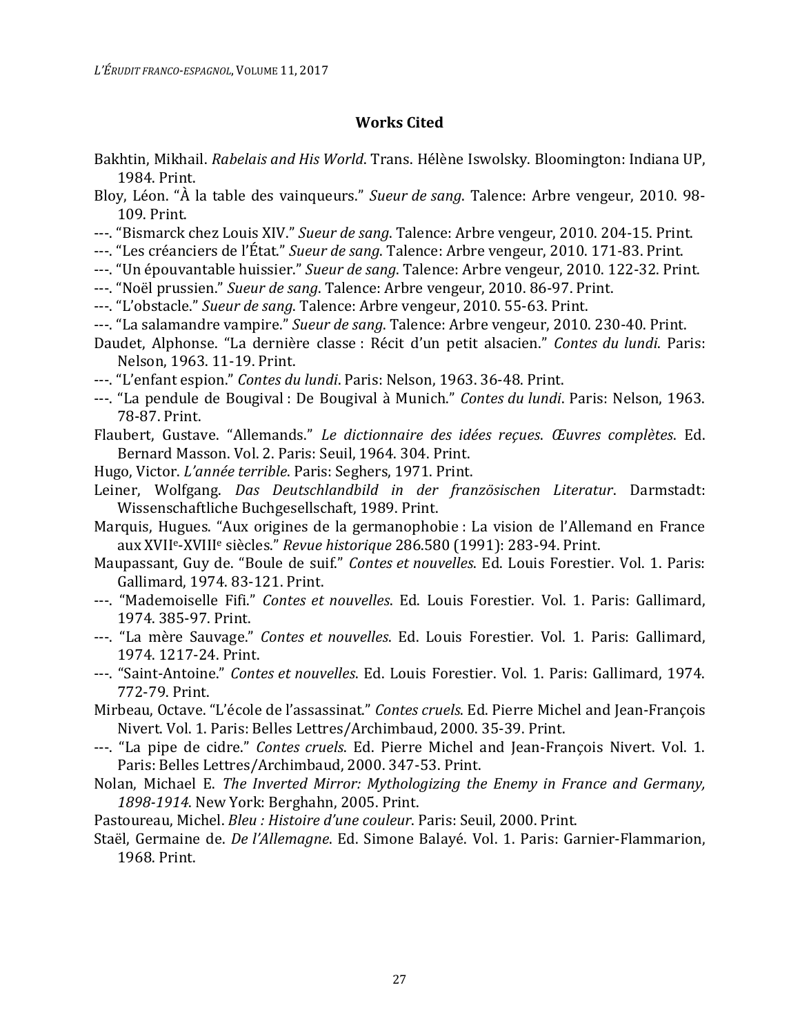## Works Cited

Bakhtin, Mikhail. *Rabelais and His World*. Trans. Hélène Iswolsky. Bloomington: Indiana UP, 1984. Print.

Bloy, Léon. "À la table des vainqueurs." *Sueur de sang*. Talence: Arbre vengeur, 2010. 98-109. Print.

---. "Bismarck chez Louis XIV." *Sueur de sang*. Talence: Arbre vengeur, 2010. 204-15. Print.

---. "Les créanciers de l'État." *Sueur de sang*. Talence: Arbre vengeur, 2010. 171-83. Print.

---. "Un épouvantable huissier." *Sueur de sang*. Talence: Arbre vengeur, 2010. 122-32. Print.

---. "Noël prussien." *Sueur de sang*. Talence: Arbre vengeur, 2010. 86-97. Print.

---. "L'obstacle." *Sueur de sang*. Talence: Arbre vengeur, 2010. 55-63. Print.

---. "La salamandre vampire." *Sueur de sang*. Talence: Arbre vengeur, 2010. 230-40. Print.

Daudet, Alphonse. "La dernière classe : Récit d'un petit alsacien." *Contes du lundi*. Paris: Nelson, 1963. 11-19. Print.

---. "L'enfant espion." *Contes du lundi*. Paris: Nelson, 1963. 36-48. Print.

---. "La pendule de Bougival : De Bougival à Munich." *Contes du lundi*. Paris: Nelson, 1963. 78-87. Print.

Flaubert, Gustave. "Allemands." *Le dictionnaire des idées reçues*. *Œuvres complètes*. Ed. Bernard Masson. Vol. 2. Paris: Seuil, 1964. 304. Print.

Hugo, Victor. *L'année terrible*. Paris: Seghers, 1971. Print.

Leiner, Wolfgang. *Das Deutschlandbild in der französischen Literatur*. Darmstadt: Wissenschaftliche Buchgesellschaft, 1989. Print.

Marquis, Hugues. "Aux origines de la germanophobie : La vision de l'Allemand en France aux XVII^e^-XVIII^e^ siècles." *Revue historique* 286.580 (1991): 283-94. Print.

Maupassant, Guy de. "Boule de suif." *Contes et nouvelles*. Ed. Louis Forestier. Vol. 1. Paris: Gallimard, 1974. 83-121. Print.

---. "Mademoiselle Fifi." *Contes et nouvelles*. Ed. Louis Forestier. Vol. 1. Paris: Gallimard, 1974. 385-97. Print.

---. "La mère Sauvage." *Contes et nouvelles*. Ed. Louis Forestier. Vol. 1. Paris: Gallimard, 1974. 1217-24. Print.

---. "Saint-Antoine." *Contes et nouvelles*. Ed. Louis Forestier. Vol. 1. Paris: Gallimard, 1974. 772-79. Print.

Mirbeau, Octave. "L'école de l'assassinat." *Contes cruels*. Ed. Pierre Michel and Jean-François Nivert. Vol. 1. Paris: Belles Lettres/Archimbaud, 2000. 35-39. Print.

---. "La pipe de cidre." *Contes cruels*. Ed. Pierre Michel and Jean-François Nivert. Vol. 1. Paris: Belles Lettres/Archimbaud, 2000. 347-53. Print.

Nolan, Michael E. *The Inverted Mirror: Mythologizing the Enemy in France and Germany, 1898-1914*. New York: Berghahn, 2005. Print.

Pastoureau, Michel. *Bleu : Histoire d'une couleur*. Paris: Seuil, 2000. Print.

Staël, Germaine de. *De l'Allemagne*. Ed. Simone Balayé. Vol. 1. Paris: Garnier-Flammarion, 1968. Print.